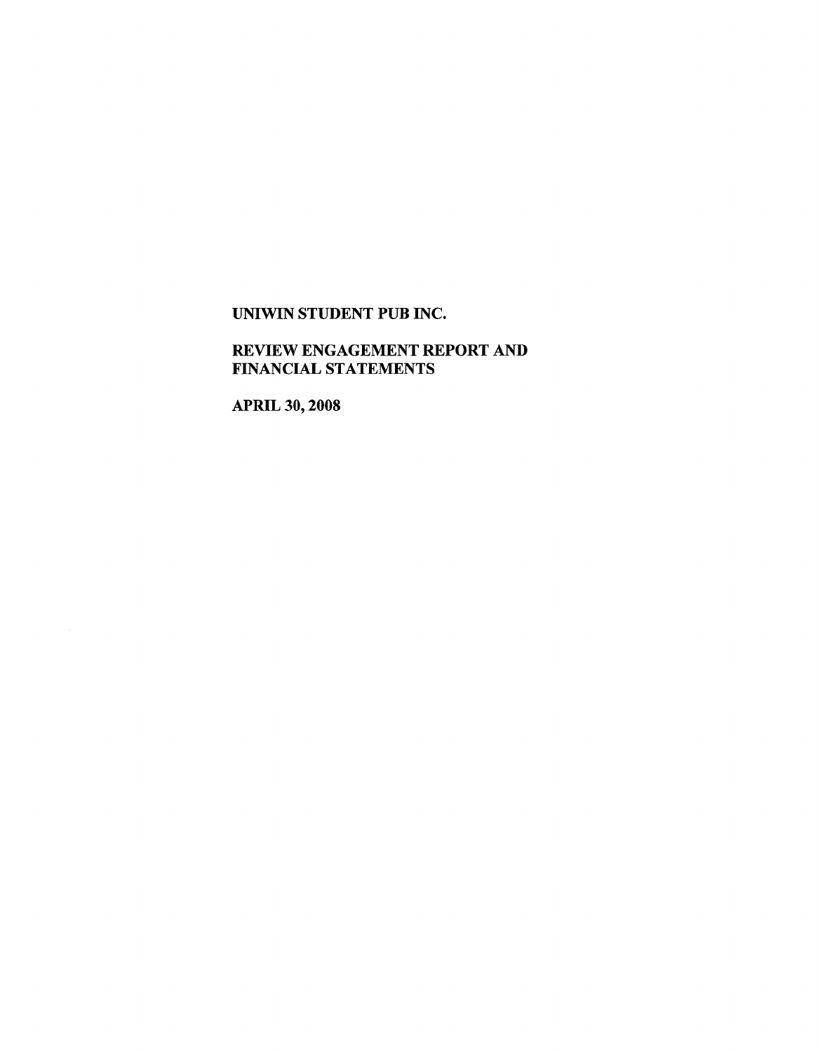**UNIWIN STUDENT PUB INC.**

**REVIEW ENGAGEMENT REPORT AND FINANCIAL STATEMENTS**

**APRIL 30, 2008**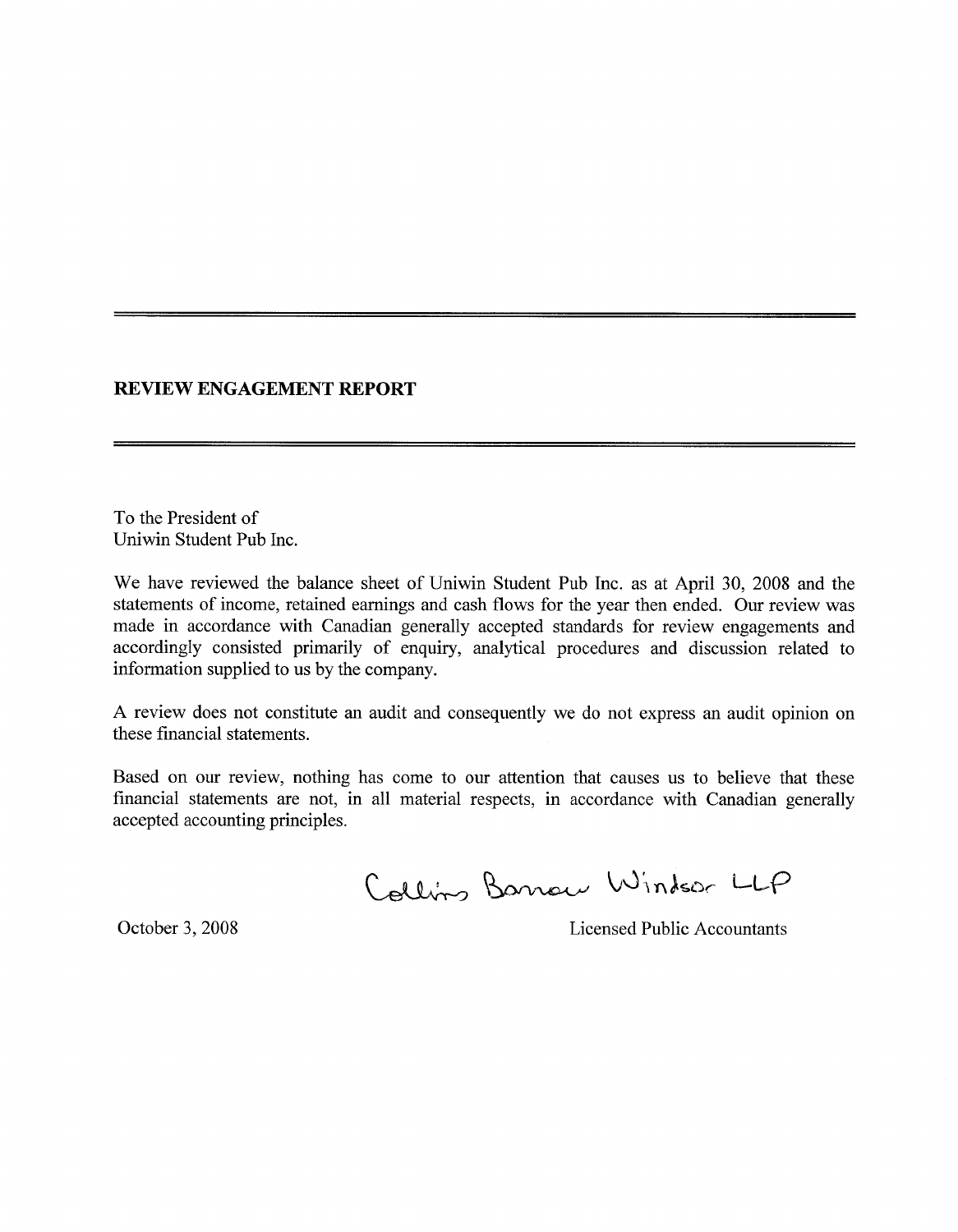## REVIEW ENGAGEMENT REPORT

To the President of
Uniwin Student Pub Inc.

We have reviewed the balance sheet of Uniwin Student Pub Inc. as at April 30, 2008 and the statements of income, retained earnings and cash flows for the year then ended. Our review was made in accordance with Canadian generally accepted standards for review engagements and accordingly consisted primarily of enquiry, analytical procedures and discussion related to information supplied to us by the company.

A review does not constitute an audit and consequently we do not express an audit opinion on these financial statements.

Based on our review, nothing has come to our attention that causes us to believe that these financial statements are not, in all material respects, in accordance with Canadian generally accepted accounting principles.

Collins Barrow Windsor LLP

October 3, 2008

Licensed Public Accountants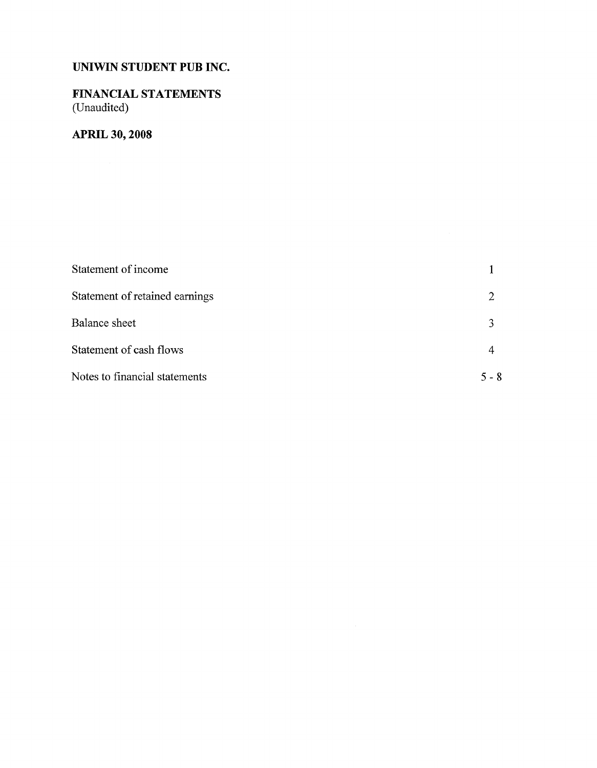**UNIWIN STUDENT PUB INC.**

**FINANCIAL STATEMENTS**
(Unaudited)

**APRIL 30, 2008**

| | |
|---|---|
| Statement of income | 1 |
| Statement of retained earnings | 2 |
| Balance sheet | 3 |
| Statement of cash flows | 4 |
| Notes to financial statements | 5 - 8 |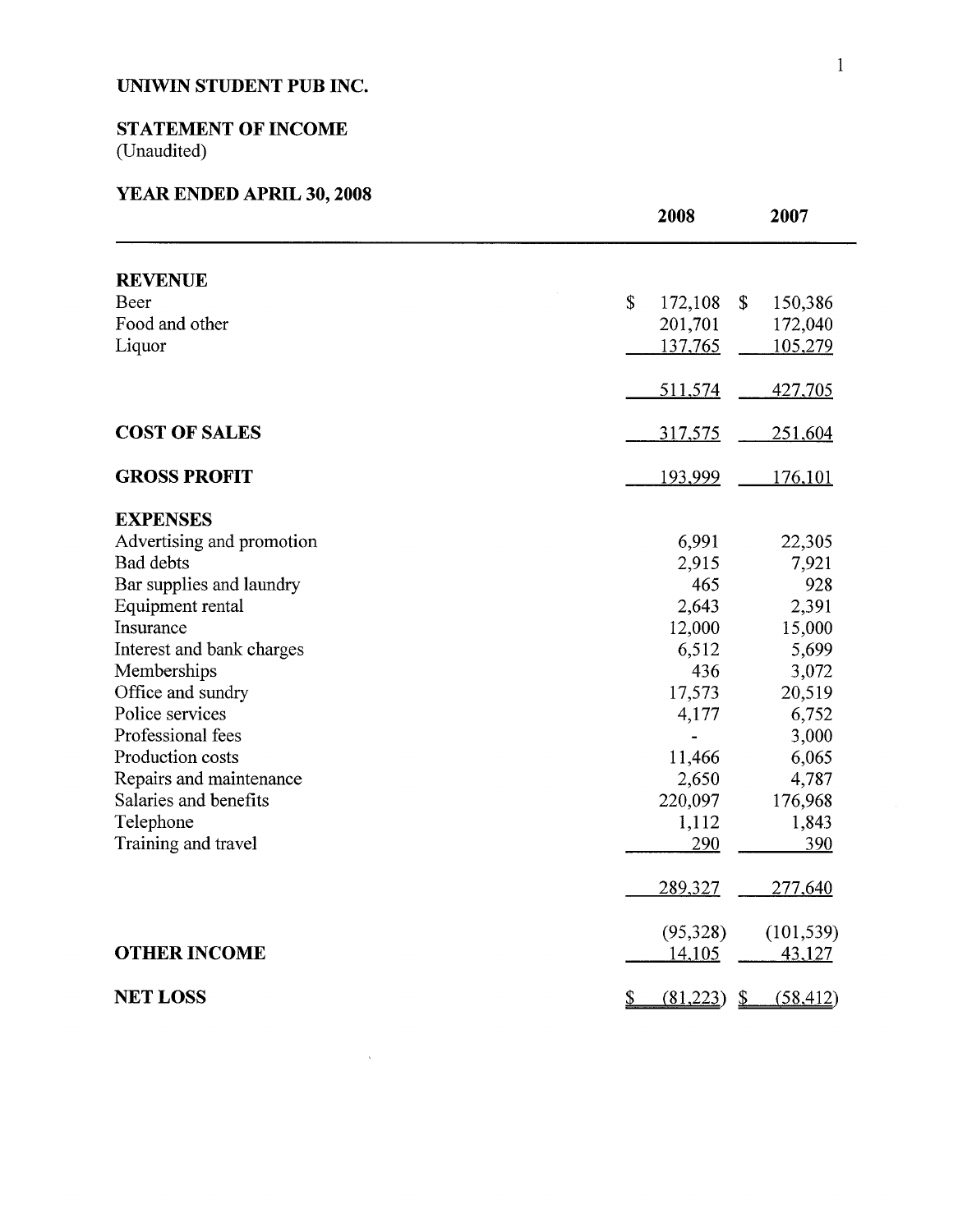# UNIWIN STUDENT PUB INC.

## STATEMENT OF INCOME
(Unaudited)

## YEAR ENDED APRIL 30, 2008

| | 2008 | 2007 |
|---|---|---|
| **REVENUE** | | |
| Beer | $ 172,108 | $ 150,386 |
| Food and other | 201,701 | 172,040 |
| Liquor | 137,765 | 105,279 |
| | 511,574 | 427,705 |
| **COST OF SALES** | 317,575 | 251,604 |
| **GROSS PROFIT** | 193,999 | 176,101 |
| **EXPENSES** | | |
| Advertising and promotion | 6,991 | 22,305 |
| Bad debts | 2,915 | 7,921 |
| Bar supplies and laundry | 465 | 928 |
| Equipment rental | 2,643 | 2,391 |
| Insurance | 12,000 | 15,000 |
| Interest and bank charges | 6,512 | 5,699 |
| Memberships | 436 | 3,072 |
| Office and sundry | 17,573 | 20,519 |
| Police services | 4,177 | 6,752 |
| Professional fees | - | 3,000 |
| Production costs | 11,466 | 6,065 |
| Repairs and maintenance | 2,650 | 4,787 |
| Salaries and benefits | 220,097 | 176,968 |
| Telephone | 1,112 | 1,843 |
| Training and travel | 290 | 390 |
| | 289,327 | 277,640 |
| | (95,328) | (101,539) |
| **OTHER INCOME** | 14,105 | 43,127 |
| **NET LOSS** | $ (81,223) | $ (58,412) |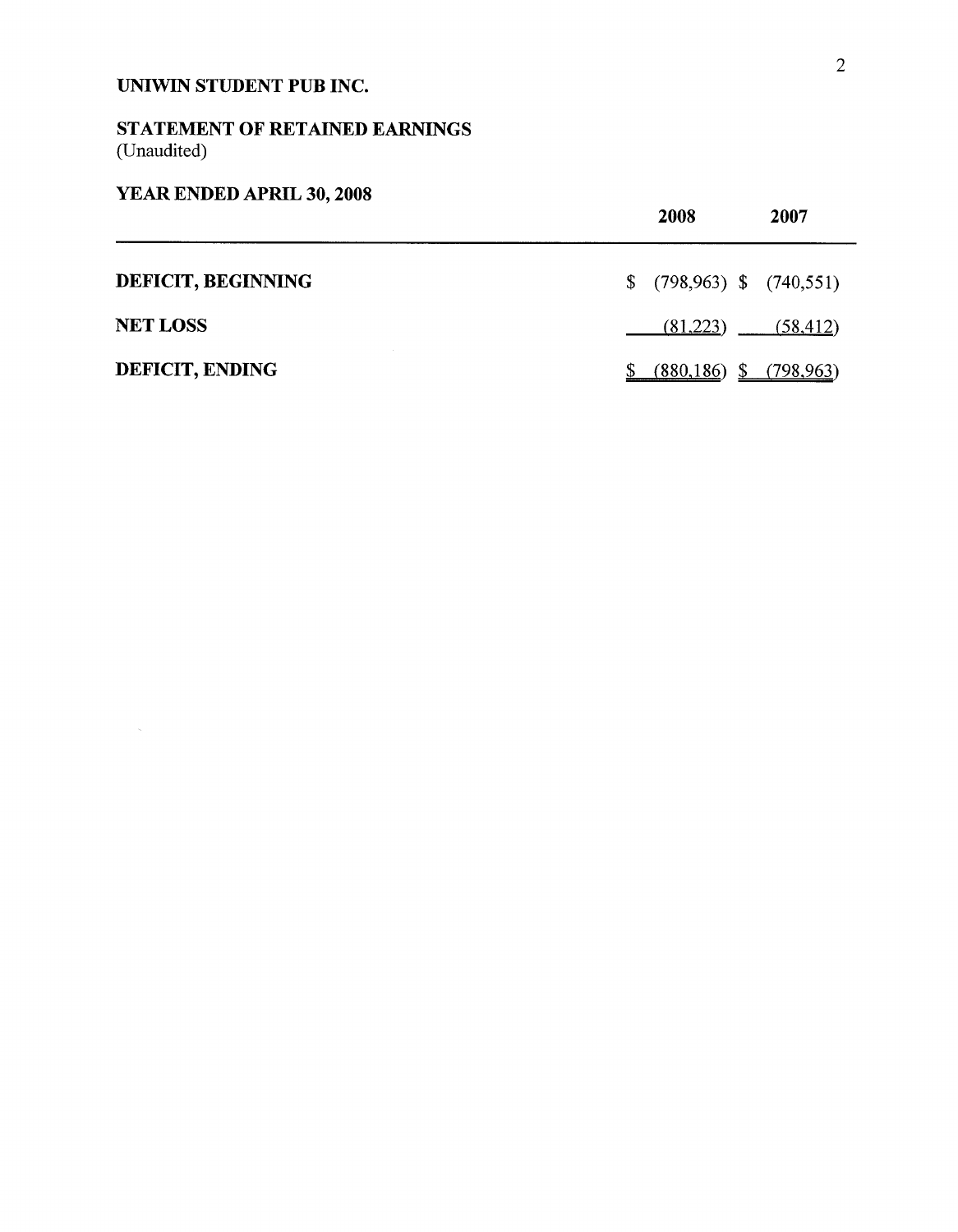# UNIWIN STUDENT PUB INC.

## STATEMENT OF RETAINED EARNINGS
(Unaudited)

## YEAR ENDED APRIL 30, 2008

| | 2008 | 2007 |
|---|---|---|
| **DEFICIT, BEGINNING** | $ (798,963) | $ (740,551) |
| **NET LOSS** | (81,223) | (58,412) |
| **DEFICIT, ENDING** | $ (880,186) | $ (798,963) |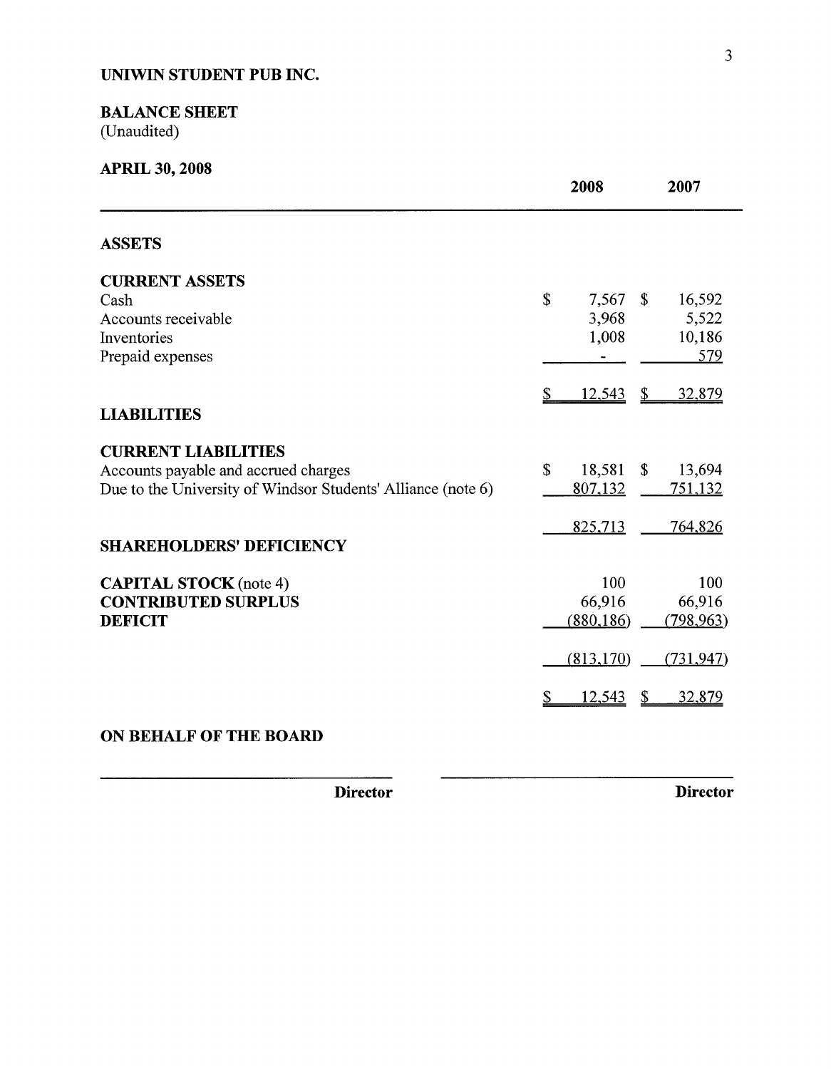**UNIWIN STUDENT PUB INC.**

**BALANCE SHEET**
(Unaudited)

**APRIL 30, 2008**

| | 2008 | 2007 |
|---|---|---|
| **ASSETS** | | |
| **CURRENT ASSETS** | | |
| Cash | $ 7,567 | $ 16,592 |
| Accounts receivable | 3,968 | 5,522 |
| Inventories | 1,008 | 10,186 |
| Prepaid expenses | - | 579 |
| | $ 12,543 | $ 32,879 |
| **LIABILITIES** | | |
| **CURRENT LIABILITIES** | | |
| Accounts payable and accrued charges | $ 18,581 | $ 13,694 |
| Due to the University of Windsor Students' Alliance (note 6) | 807,132 | 751,132 |
| | 825,713 | 764,826 |
| **SHAREHOLDERS' DEFICIENCY** | | |
| **CAPITAL STOCK** (note 4) | 100 | 100 |
| **CONTRIBUTED SURPLUS** | 66,916 | 66,916 |
| **DEFICIT** | (880,186) | (798,963) |
| | (813,170) | (731,947) |
| | $ 12,543 | $ 32,879 |

**ON BEHALF OF THE BOARD**

_______________________ **Director** _______________________ **Director**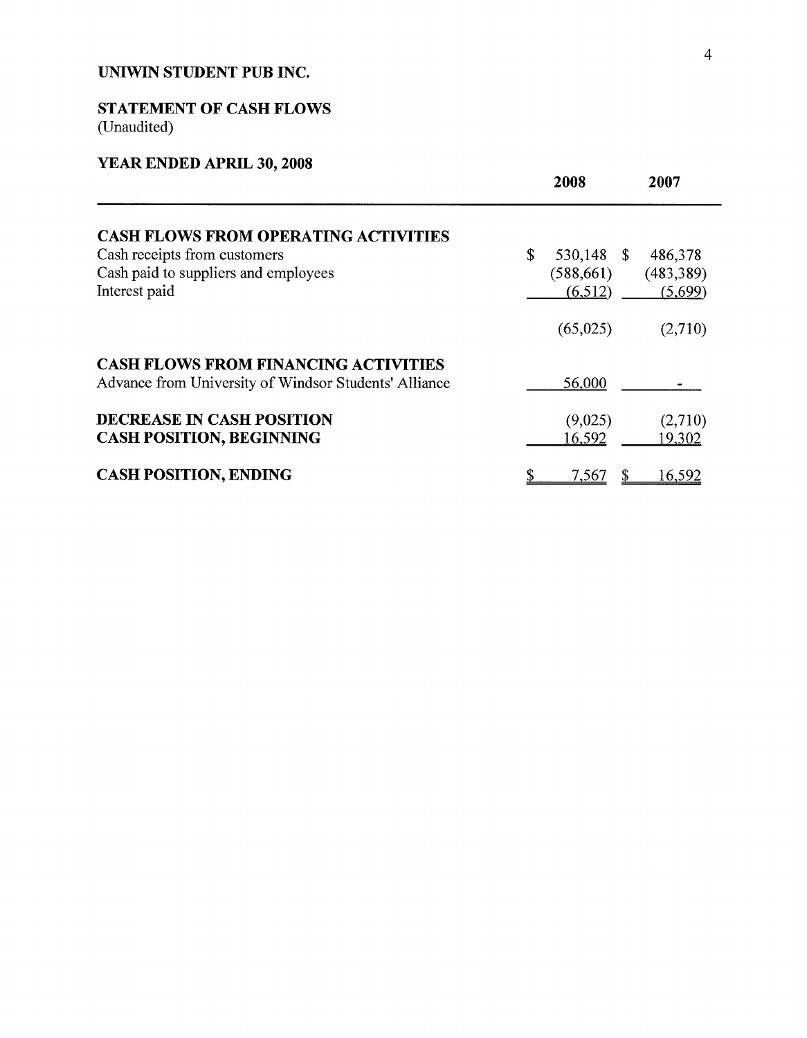**UNIWIN STUDENT PUB INC.**

**STATEMENT OF CASH FLOWS**
(Unaudited)

**YEAR ENDED APRIL 30, 2008**

| | 2008 | 2007 |
|---|---|---|
| **CASH FLOWS FROM OPERATING ACTIVITIES** | | |
| Cash receipts from customers | $ 530,148 | $ 486,378 |
| Cash paid to suppliers and employees | (588,661) | (483,389) |
| Interest paid | (6,512) | (5,699) |
| | (65,025) | (2,710) |
| **CASH FLOWS FROM FINANCING ACTIVITIES** | | |
| Advance from University of Windsor Students' Alliance | 56,000 | - |
| **DECREASE IN CASH POSITION** | (9,025) | (2,710) |
| **CASH POSITION, BEGINNING** | 16,592 | 19,302 |
| **CASH POSITION, ENDING** | $ 7,567 | $ 16,592 |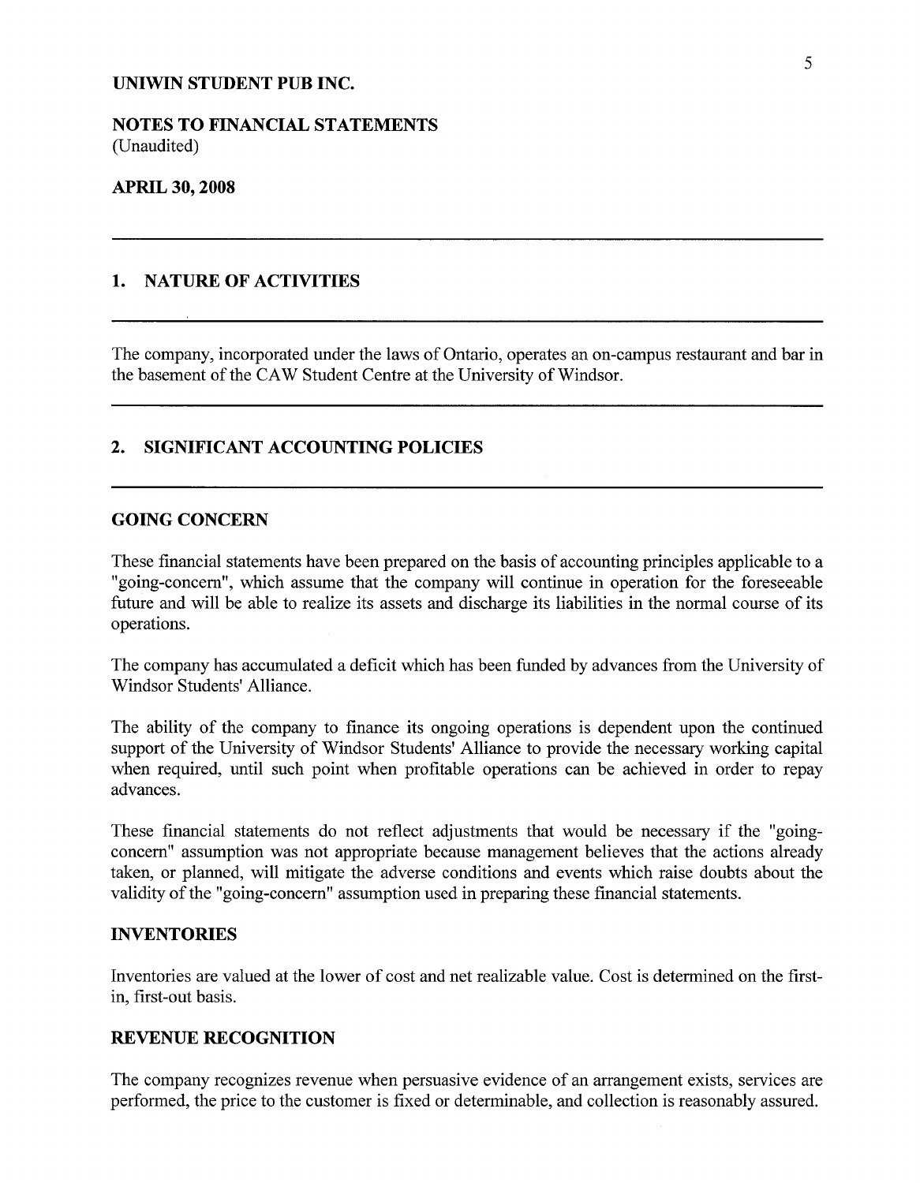# UNIWIN STUDENT PUB INC.

## NOTES TO FINANCIAL STATEMENTS
(Unaudited)

**APRIL 30, 2008**

---

## 1. NATURE OF ACTIVITIES

---

The company, incorporated under the laws of Ontario, operates an on-campus restaurant and bar in the basement of the CAW Student Centre at the University of Windsor.

---

## 2. SIGNIFICANT ACCOUNTING POLICIES

---

### GOING CONCERN

These financial statements have been prepared on the basis of accounting principles applicable to a "going-concern", which assume that the company will continue in operation for the foreseeable future and will be able to realize its assets and discharge its liabilities in the normal course of its operations.

The company has accumulated a deficit which has been funded by advances from the University of Windsor Students' Alliance.

The ability of the company to finance its ongoing operations is dependent upon the continued support of the University of Windsor Students' Alliance to provide the necessary working capital when required, until such point when profitable operations can be achieved in order to repay advances.

These financial statements do not reflect adjustments that would be necessary if the "going-concern" assumption was not appropriate because management believes that the actions already taken, or planned, will mitigate the adverse conditions and events which raise doubts about the validity of the "going-concern" assumption used in preparing these financial statements.

### INVENTORIES

Inventories are valued at the lower of cost and net realizable value. Cost is determined on the first-in, first-out basis.

### REVENUE RECOGNITION

The company recognizes revenue when persuasive evidence of an arrangement exists, services are performed, the price to the customer is fixed or determinable, and collection is reasonably assured.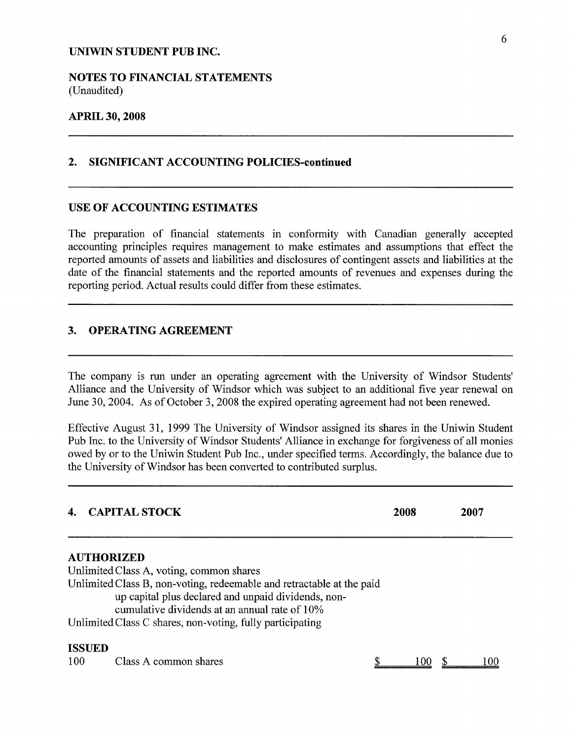**UNIWIN STUDENT PUB INC.**

**NOTES TO FINANCIAL STATEMENTS**
(Unaudited)

**APRIL 30, 2008**

## 2. SIGNIFICANT ACCOUNTING POLICIES-continued

### USE OF ACCOUNTING ESTIMATES

The preparation of financial statements in conformity with Canadian generally accepted accounting principles requires management to make estimates and assumptions that effect the reported amounts of assets and liabilities and disclosures of contingent assets and liabilities at the date of the financial statements and the reported amounts of revenues and expenses during the reporting period. Actual results could differ from these estimates.

## 3. OPERATING AGREEMENT

The company is run under an operating agreement with the University of Windsor Students' Alliance and the University of Windsor which was subject to an additional five year renewal on June 30, 2004. As of October 3, 2008 the expired operating agreement had not been renewed.

Effective August 31, 1999 The University of Windsor assigned its shares in the Uniwin Student Pub Inc. to the University of Windsor Students' Alliance in exchange for forgiveness of all monies owed by or to the Uniwin Student Pub Inc., under specified terms. Accordingly, the balance due to the University of Windsor has been converted to contributed surplus.

## 4. CAPITAL STOCK

| | | 2008 | 2007 |
|---|---|---|---|
| **AUTHORIZED** | | | |
| Unlimited | Class A, voting, common shares | | |
| Unlimited | Class B, non-voting, redeemable and retractable at the paid up capital plus declared and unpaid dividends, non-cumulative dividends at an annual rate of 10% | | |
| Unlimited | Class C shares, non-voting, fully participating | | |
| **ISSUED** | | | |
| 100 | Class A common shares | $ 100 | $ 100 |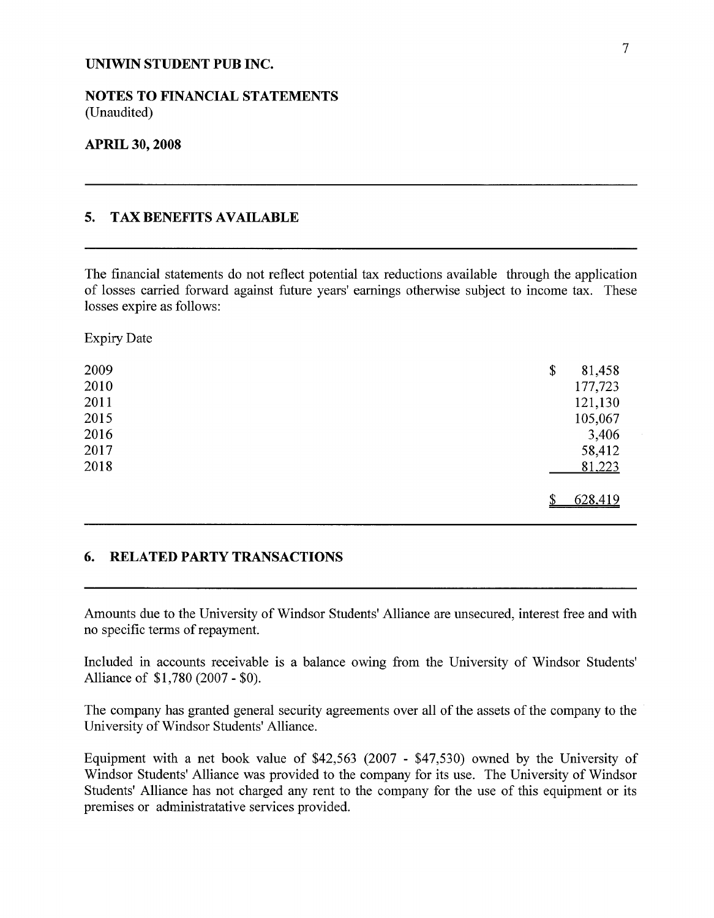**UNIWIN STUDENT PUB INC.**

**NOTES TO FINANCIAL STATEMENTS**
(Unaudited)

**APRIL 30, 2008**

## 5. TAX BENEFITS AVAILABLE

The financial statements do not reflect potential tax reductions available through the application of losses carried forward against future years' earnings otherwise subject to income tax. These losses expire as follows:

| Expiry Date | |
|---|---|
| 2009 | $ 81,458 |
| 2010 | 177,723 |
| 2011 | 121,130 |
| 2015 | 105,067 |
| 2016 | 3,406 |
| 2017 | 58,412 |
| 2018 | 81,223 |
| | $ 628,419 |

## 6. RELATED PARTY TRANSACTIONS

Amounts due to the University of Windsor Students' Alliance are unsecured, interest free and with no specific terms of repayment.

Included in accounts receivable is a balance owing from the University of Windsor Students' Alliance of $1,780 (2007 - $0).

The company has granted general security agreements over all of the assets of the company to the University of Windsor Students' Alliance.

Equipment with a net book value of $42,563 (2007 - $47,530) owned by the University of Windsor Students' Alliance was provided to the company for its use. The University of Windsor Students' Alliance has not charged any rent to the company for the use of this equipment or its premises or administratative services provided.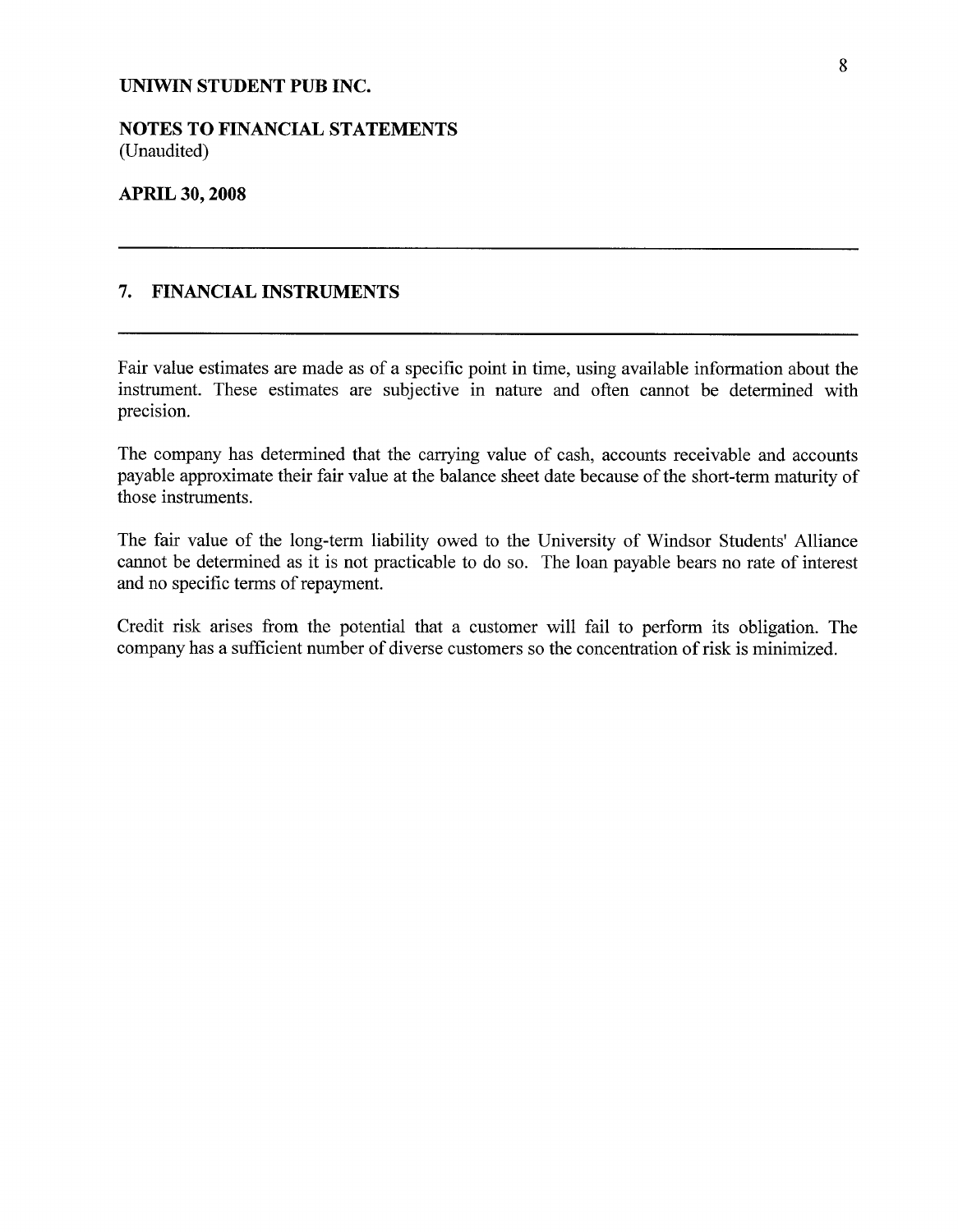**UNIWIN STUDENT PUB INC.**

**NOTES TO FINANCIAL STATEMENTS**
(Unaudited)

**APRIL 30, 2008**

## 7. FINANCIAL INSTRUMENTS

Fair value estimates are made as of a specific point in time, using available information about the instrument. These estimates are subjective in nature and often cannot be determined with precision.

The company has determined that the carrying value of cash, accounts receivable and accounts payable approximate their fair value at the balance sheet date because of the short-term maturity of those instruments.

The fair value of the long-term liability owed to the University of Windsor Students' Alliance cannot be determined as it is not practicable to do so. The loan payable bears no rate of interest and no specific terms of repayment.

Credit risk arises from the potential that a customer will fail to perform its obligation. The company has a sufficient number of diverse customers so the concentration of risk is minimized.